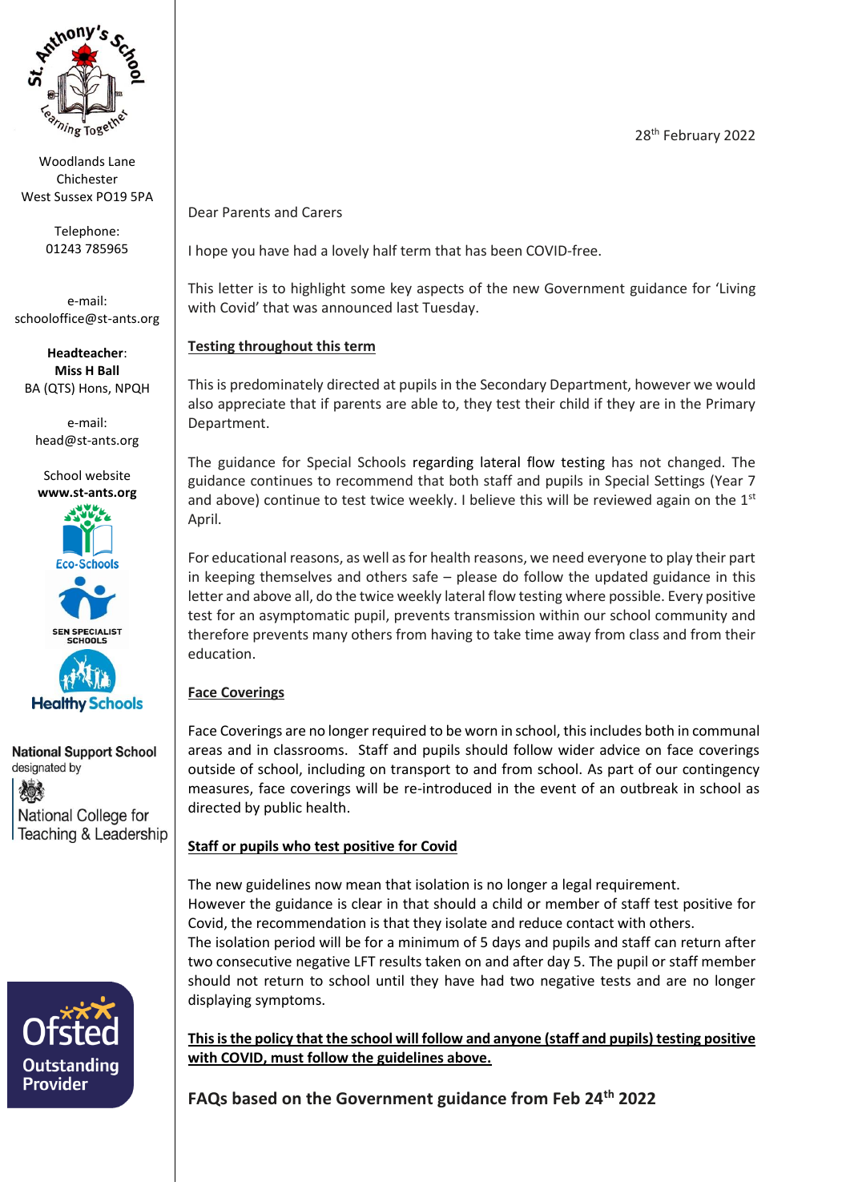St. Anthony's School
Learning Together

Woodlands Lane
Chichester
West Sussex PO19 5PA

Telephone:
01243 785965

e-mail:
schooloffice@st-ants.org

**Headteacher**:
**Miss H Ball**
BA (QTS) Hons, NPQH

e-mail:
head@st-ants.org

School website
**www.st-ants.org**

Eco-Schools

SEN SPECIALIST SCHOOLS

Healthy Schools

**National Support School**
designated by
National College for Teaching & Leadership

Ofsted Outstanding Provider

28th February 2022

Dear Parents and Carers

I hope you have had a lovely half term that has been COVID-free.

This letter is to highlight some key aspects of the new Government guidance for 'Living with Covid' that was announced last Tuesday.

**Testing throughout this term**

This is predominately directed at pupils in the Secondary Department, however we would also appreciate that if parents are able to, they test their child if they are in the Primary Department.

The guidance for Special Schools regarding lateral flow testing has not changed. The guidance continues to recommend that both staff and pupils in Special Settings (Year 7 and above) continue to test twice weekly. I believe this will be reviewed again on the 1st April.

For educational reasons, as well as for health reasons, we need everyone to play their part in keeping themselves and others safe – please do follow the updated guidance in this letter and above all, do the twice weekly lateral flow testing where possible. Every positive test for an asymptomatic pupil, prevents transmission within our school community and therefore prevents many others from having to take time away from class and from their education.

**Face Coverings**

Face Coverings are no longer required to be worn in school, this includes both in communal areas and in classrooms. Staff and pupils should follow wider advice on face coverings outside of school, including on transport to and from school. As part of our contingency measures, face coverings will be re-introduced in the event of an outbreak in school as directed by public health.

**Staff or pupils who test positive for Covid**

The new guidelines now mean that isolation is no longer a legal requirement.
However the guidance is clear in that should a child or member of staff test positive for Covid, the recommendation is that they isolate and reduce contact with others.
The isolation period will be for a minimum of 5 days and pupils and staff can return after two consecutive negative LFT results taken on and after day 5. The pupil or staff member should not return to school until they have had two negative tests and are no longer displaying symptoms.

**This is the policy that the school will follow and anyone (staff and pupils) testing positive with COVID, must follow the guidelines above.**

## FAQs based on the Government guidance from Feb 24th 2022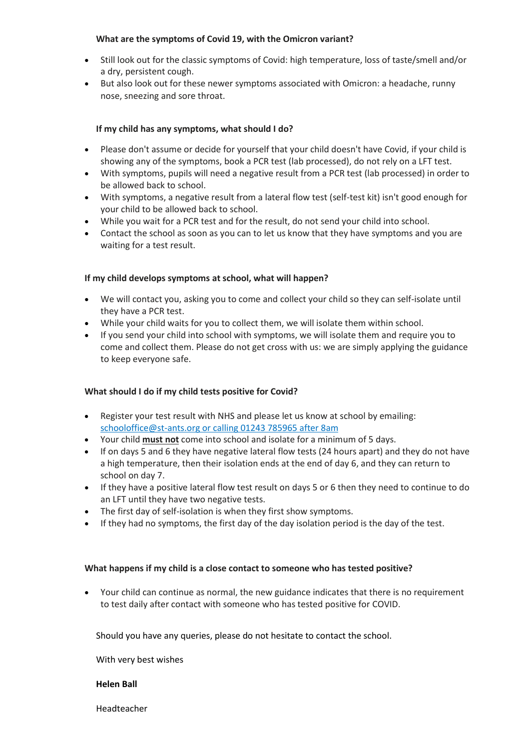**What are the symptoms of Covid 19, with the Omicron variant?**

- Still look out for the classic symptoms of Covid: high temperature, loss of taste/smell and/or a dry, persistent cough.
- But also look out for these newer symptoms associated with Omicron: a headache, runny nose, sneezing and sore throat.

**If my child has any symptoms, what should I do?**

- Please don't assume or decide for yourself that your child doesn't have Covid, if your child is showing any of the symptoms, book a PCR test (lab processed), do not rely on a LFT test.
- With symptoms, pupils will need a negative result from a PCR test (lab processed) in order to be allowed back to school.
- With symptoms, a negative result from a lateral flow test (self-test kit) isn't good enough for your child to be allowed back to school.
- While you wait for a PCR test and for the result, do not send your child into school.
- Contact the school as soon as you can to let us know that they have symptoms and you are waiting for a test result.

**If my child develops symptoms at school, what will happen?**

- We will contact you, asking you to come and collect your child so they can self-isolate until they have a PCR test.
- While your child waits for you to collect them, we will isolate them within school.
- If you send your child into school with symptoms, we will isolate them and require you to come and collect them. Please do not get cross with us: we are simply applying the guidance to keep everyone safe.

**What should I do if my child tests positive for Covid?**

- Register your test result with NHS and please let us know at school by emailing: schooloffice@st-ants.org or calling 01243 785965 after 8am
- Your child **must not** come into school and isolate for a minimum of 5 days.
- If on days 5 and 6 they have negative lateral flow tests (24 hours apart) and they do not have a high temperature, then their isolation ends at the end of day 6, and they can return to school on day 7.
- If they have a positive lateral flow test result on days 5 or 6 then they need to continue to do an LFT until they have two negative tests.
- The first day of self-isolation is when they first show symptoms.
- If they had no symptoms, the first day of the day isolation period is the day of the test.

**What happens if my child is a close contact to someone who has tested positive?**

- Your child can continue as normal, the new guidance indicates that there is no requirement to test daily after contact with someone who has tested positive for COVID.

Should you have any queries, please do not hesitate to contact the school.

With very best wishes

**Helen Ball**

Headteacher